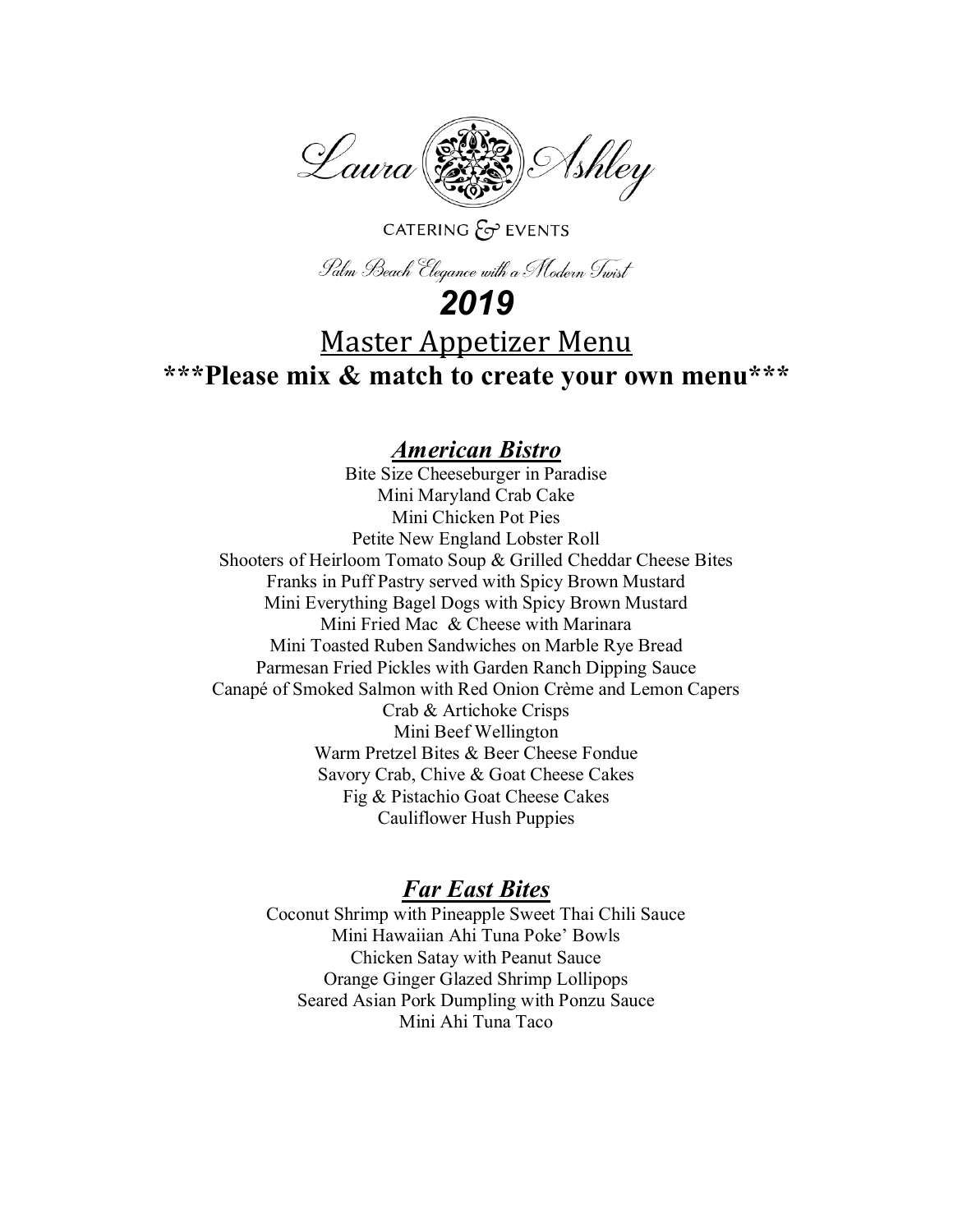Laura Ashley

CATERING & EVENTS

*Palm Beach Elegance with a Modern Twist*

# *2019*

## Master Appetizer Menu

**\*\*\*Please mix & match to create your own menu\*\*\***

### ***American Bistro***

Bite Size Cheeseburger in Paradise
Mini Maryland Crab Cake
Mini Chicken Pot Pies
Petite New England Lobster Roll
Shooters of Heirloom Tomato Soup & Grilled Cheddar Cheese Bites
Franks in Puff Pastry served with Spicy Brown Mustard
Mini Everything Bagel Dogs with Spicy Brown Mustard
Mini Fried Mac & Cheese with Marinara
Mini Toasted Ruben Sandwiches on Marble Rye Bread
Parmesan Fried Pickles with Garden Ranch Dipping Sauce
Canapé of Smoked Salmon with Red Onion Crème and Lemon Capers
Crab & Artichoke Crisps
Mini Beef Wellington
Warm Pretzel Bites & Beer Cheese Fondue
Savory Crab, Chive & Goat Cheese Cakes
Fig & Pistachio Goat Cheese Cakes
Cauliflower Hush Puppies

### ***Far East Bites***

Coconut Shrimp with Pineapple Sweet Thai Chili Sauce
Mini Hawaiian Ahi Tuna Poke' Bowls
Chicken Satay with Peanut Sauce
Orange Ginger Glazed Shrimp Lollipops
Seared Asian Pork Dumpling with Ponzu Sauce
Mini Ahi Tuna Taco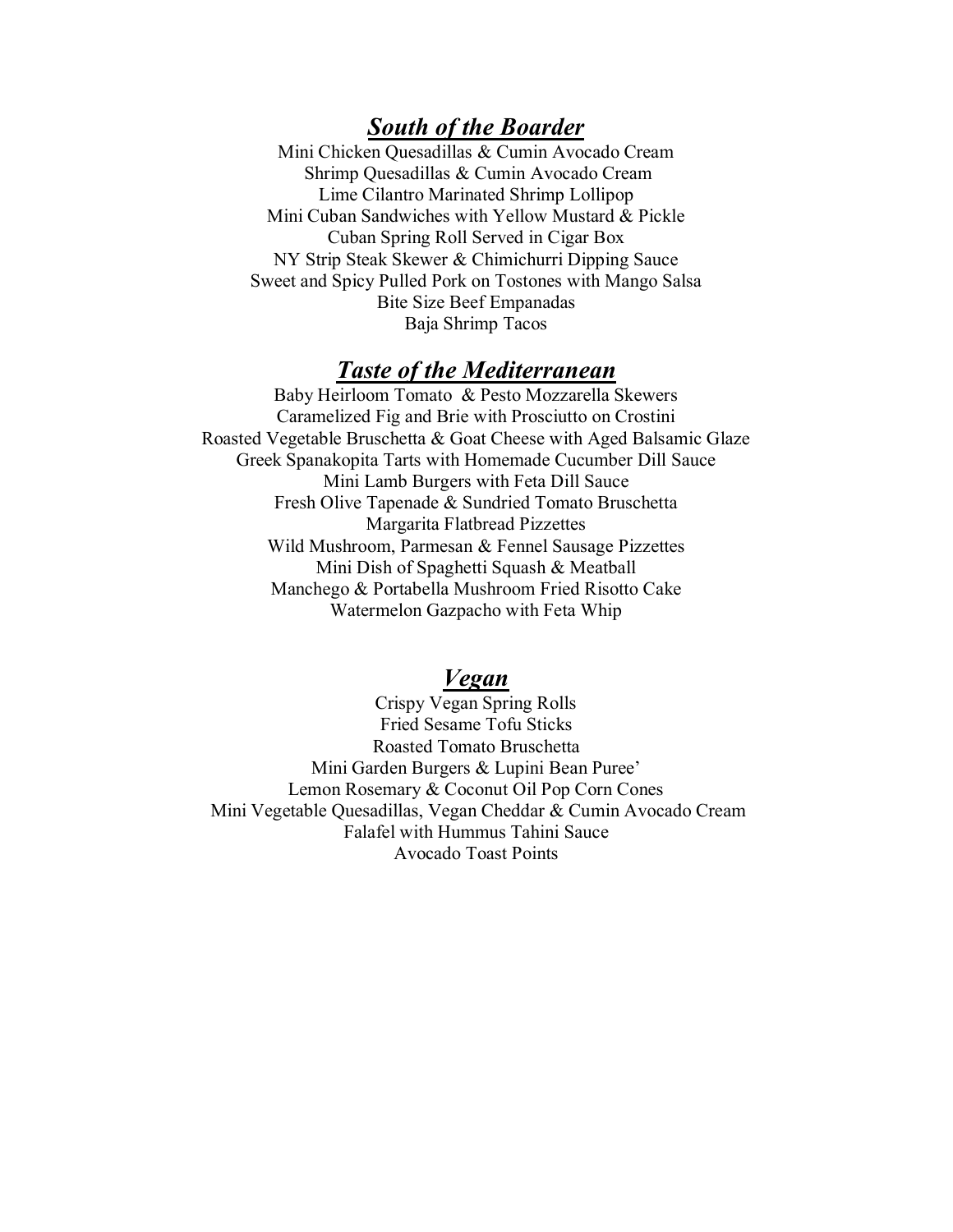## ***South of the Boarder***

Mini Chicken Quesadillas & Cumin Avocado Cream
Shrimp Quesadillas & Cumin Avocado Cream
Lime Cilantro Marinated Shrimp Lollipop
Mini Cuban Sandwiches with Yellow Mustard & Pickle
Cuban Spring Roll Served in Cigar Box
NY Strip Steak Skewer & Chimichurri Dipping Sauce
Sweet and Spicy Pulled Pork on Tostones with Mango Salsa
Bite Size Beef Empanadas
Baja Shrimp Tacos

## ***Taste of the Mediterranean***

Baby Heirloom Tomato & Pesto Mozzarella Skewers
Caramelized Fig and Brie with Prosciutto on Crostini
Roasted Vegetable Bruschetta & Goat Cheese with Aged Balsamic Glaze
Greek Spanakopita Tarts with Homemade Cucumber Dill Sauce
Mini Lamb Burgers with Feta Dill Sauce
Fresh Olive Tapenade & Sundried Tomato Bruschetta
Margarita Flatbread Pizzettes
Wild Mushroom, Parmesan & Fennel Sausage Pizzettes
Mini Dish of Spaghetti Squash & Meatball
Manchego & Portabella Mushroom Fried Risotto Cake
Watermelon Gazpacho with Feta Whip

## ***Vegan***

Crispy Vegan Spring Rolls
Fried Sesame Tofu Sticks
Roasted Tomato Bruschetta
Mini Garden Burgers & Lupini Bean Puree'
Lemon Rosemary & Coconut Oil Pop Corn Cones
Mini Vegetable Quesadillas, Vegan Cheddar & Cumin Avocado Cream
Falafel with Hummus Tahini Sauce
Avocado Toast Points